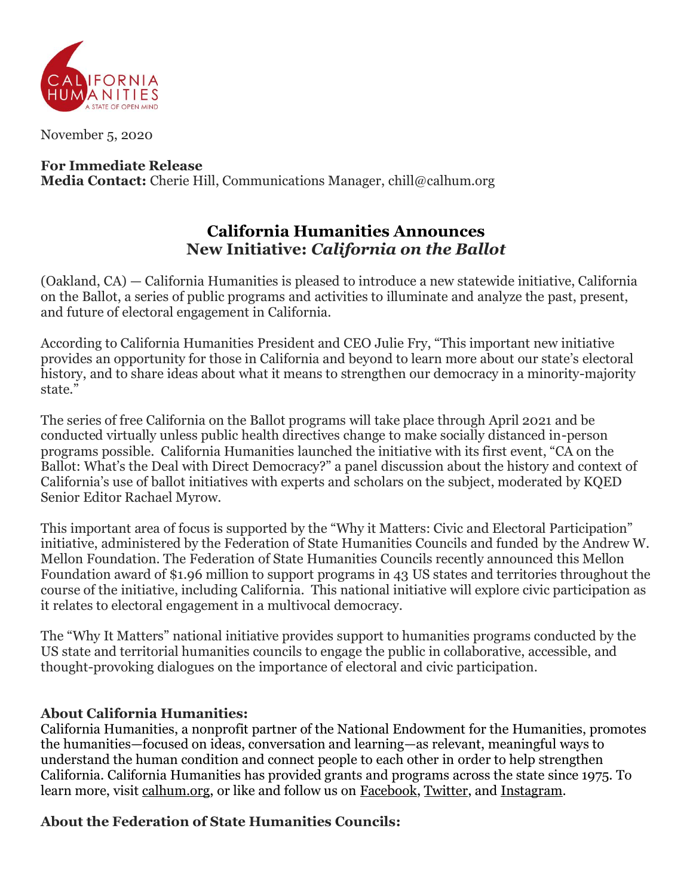November 5, 2020

**For Immediate Release**
**Media Contact:** Cherie Hill, Communications Manager, chill@calhum.org

# California Humanities Announces New Initiative: *California on the Ballot*

(Oakland, CA) — California Humanities is pleased to introduce a new statewide initiative, California on the Ballot, a series of public programs and activities to illuminate and analyze the past, present, and future of electoral engagement in California.

According to California Humanities President and CEO Julie Fry, "This important new initiative provides an opportunity for those in California and beyond to learn more about our state's electoral history, and to share ideas about what it means to strengthen our democracy in a minority-majority state."

The series of free California on the Ballot programs will take place through April 2021 and be conducted virtually unless public health directives change to make socially distanced in-person programs possible. California Humanities launched the initiative with its first event, "CA on the Ballot: What's the Deal with Direct Democracy?" a panel discussion about the history and context of California's use of ballot initiatives with experts and scholars on the subject, moderated by KQED Senior Editor Rachael Myrow.

This important area of focus is supported by the "Why it Matters: Civic and Electoral Participation" initiative, administered by the Federation of State Humanities Councils and funded by the Andrew W. Mellon Foundation. The Federation of State Humanities Councils recently announced this Mellon Foundation award of $1.96 million to support programs in 43 US states and territories throughout the course of the initiative, including California. This national initiative will explore civic participation as it relates to electoral engagement in a multivocal democracy.

The "Why It Matters" national initiative provides support to humanities programs conducted by the US state and territorial humanities councils to engage the public in collaborative, accessible, and thought-provoking dialogues on the importance of electoral and civic participation.

**About California Humanities:**
California Humanities, a nonprofit partner of the National Endowment for the Humanities, promotes the humanities—focused on ideas, conversation and learning—as relevant, meaningful ways to understand the human condition and connect people to each other in order to help strengthen California. California Humanities has provided grants and programs across the state since 1975. To learn more, visit calhum.org, or like and follow us on Facebook, Twitter, and Instagram.

**About the Federation of State Humanities Councils:**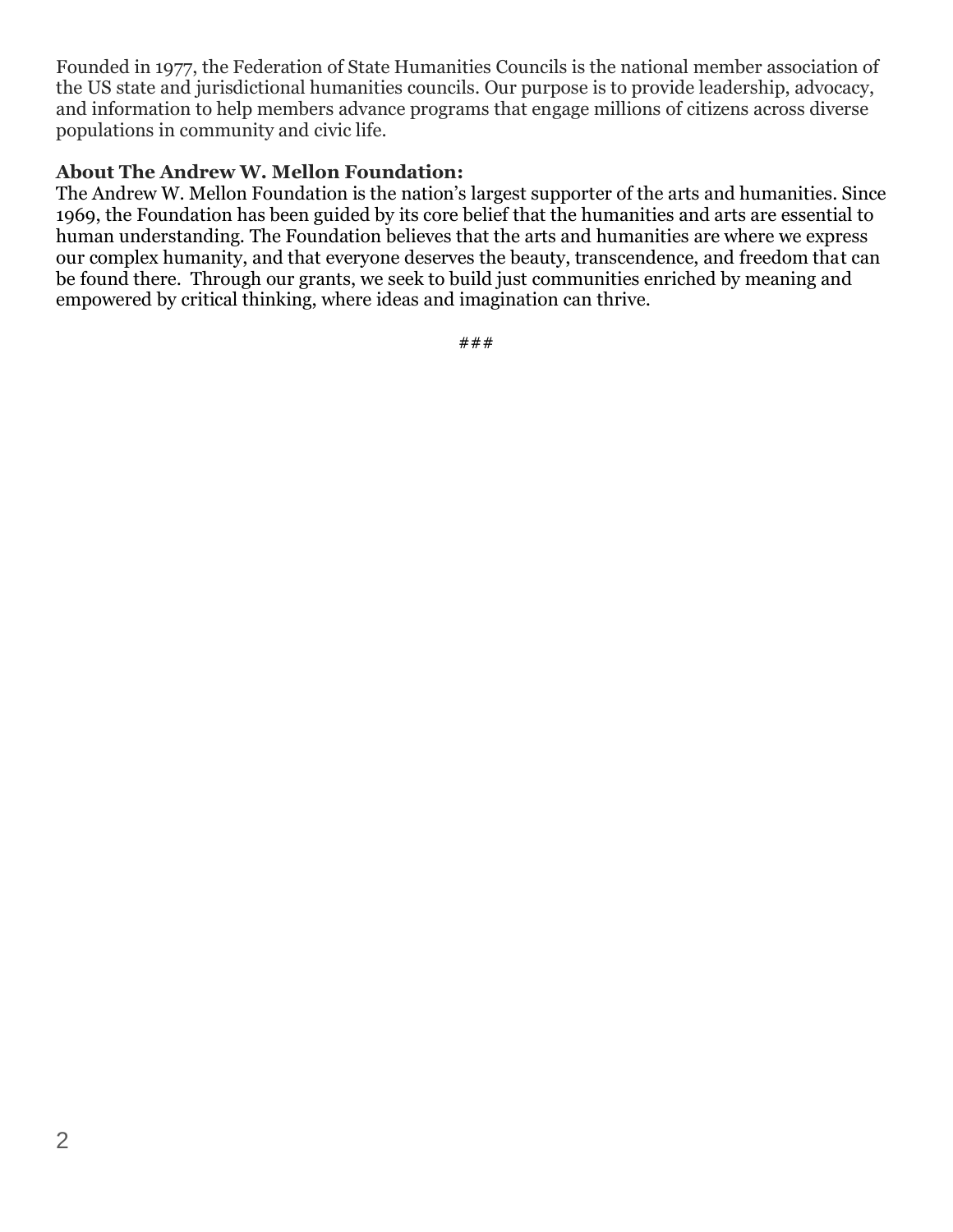Founded in 1977, the Federation of State Humanities Councils is the national member association of the US state and jurisdictional humanities councils. Our purpose is to provide leadership, advocacy, and information to help members advance programs that engage millions of citizens across diverse populations in community and civic life.

**About The Andrew W. Mellon Foundation:**

The Andrew W. Mellon Foundation is the nation's largest supporter of the arts and humanities. Since 1969, the Foundation has been guided by its core belief that the humanities and arts are essential to human understanding. The Foundation believes that the arts and humanities are where we express our complex humanity, and that everyone deserves the beauty, transcendence, and freedom that can be found there. Through our grants, we seek to build just communities enriched by meaning and empowered by critical thinking, where ideas and imagination can thrive.

###